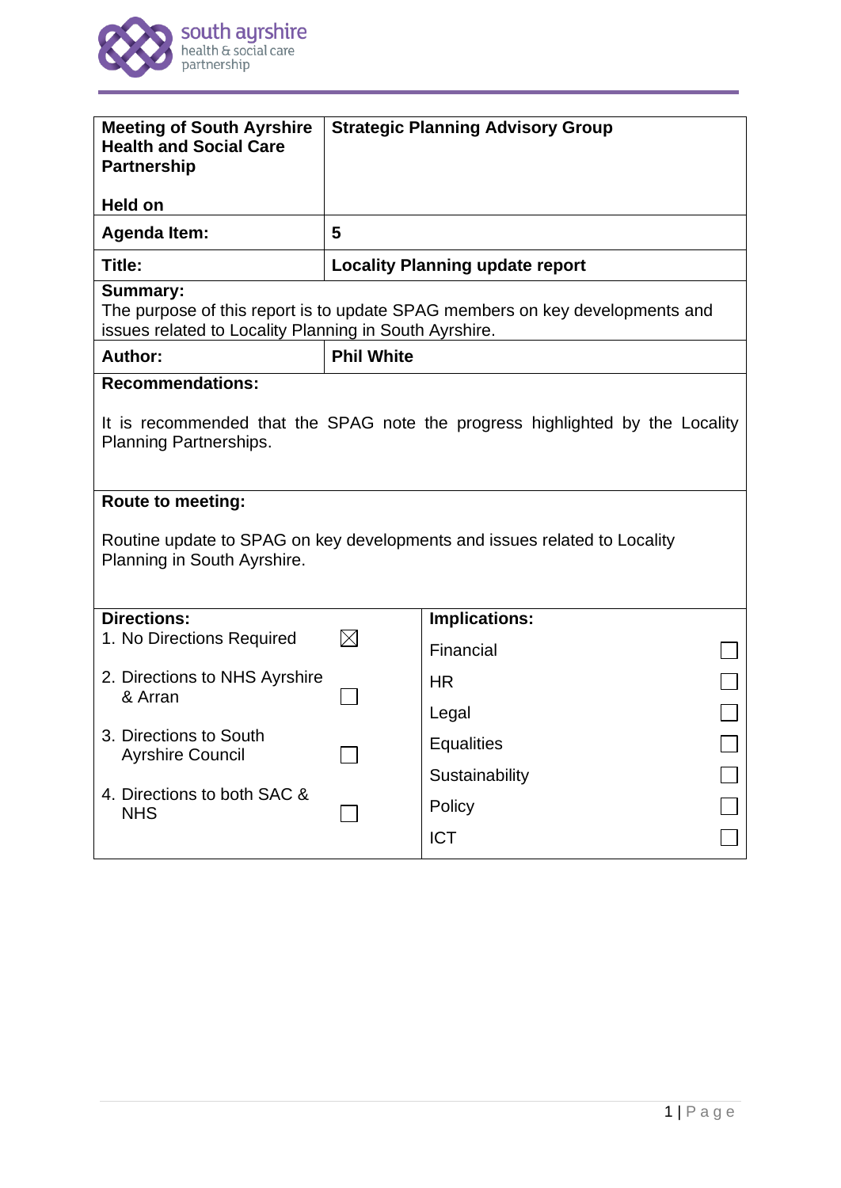| Meeting of South Ayrshire Health and Social Care Partnership<br><br>Held on | Strategic Planning Advisory Group |
|---|---|
| **Agenda Item:** | **5** |
| **Title:** | **Locality Planning update report** |

**Summary:**
The purpose of this report is to update SPAG members on key developments and issues related to Locality Planning in South Ayrshire.

| **Author:** | **Phil White** |
|---|---|

**Recommendations:**

It is recommended that the SPAG note the progress highlighted by the Locality Planning Partnerships.

**Route to meeting:**

Routine update to SPAG on key developments and issues related to Locality Planning in South Ayrshire.

| **Directions:** | | **Implications:** | |
|---|---|---|---|
| 1. No Directions Required | ☒ | Financial | ☐ |
| 2. Directions to NHS Ayrshire & Arran | ☐ | HR | ☐ |
| 3. Directions to South Ayrshire Council | ☐ | Legal | ☐ |
| 4. Directions to both SAC & NHS | ☐ | Equalities | ☐ |
| | | Sustainability | ☐ |
| | | Policy | ☐ |
| | | ICT | ☐ |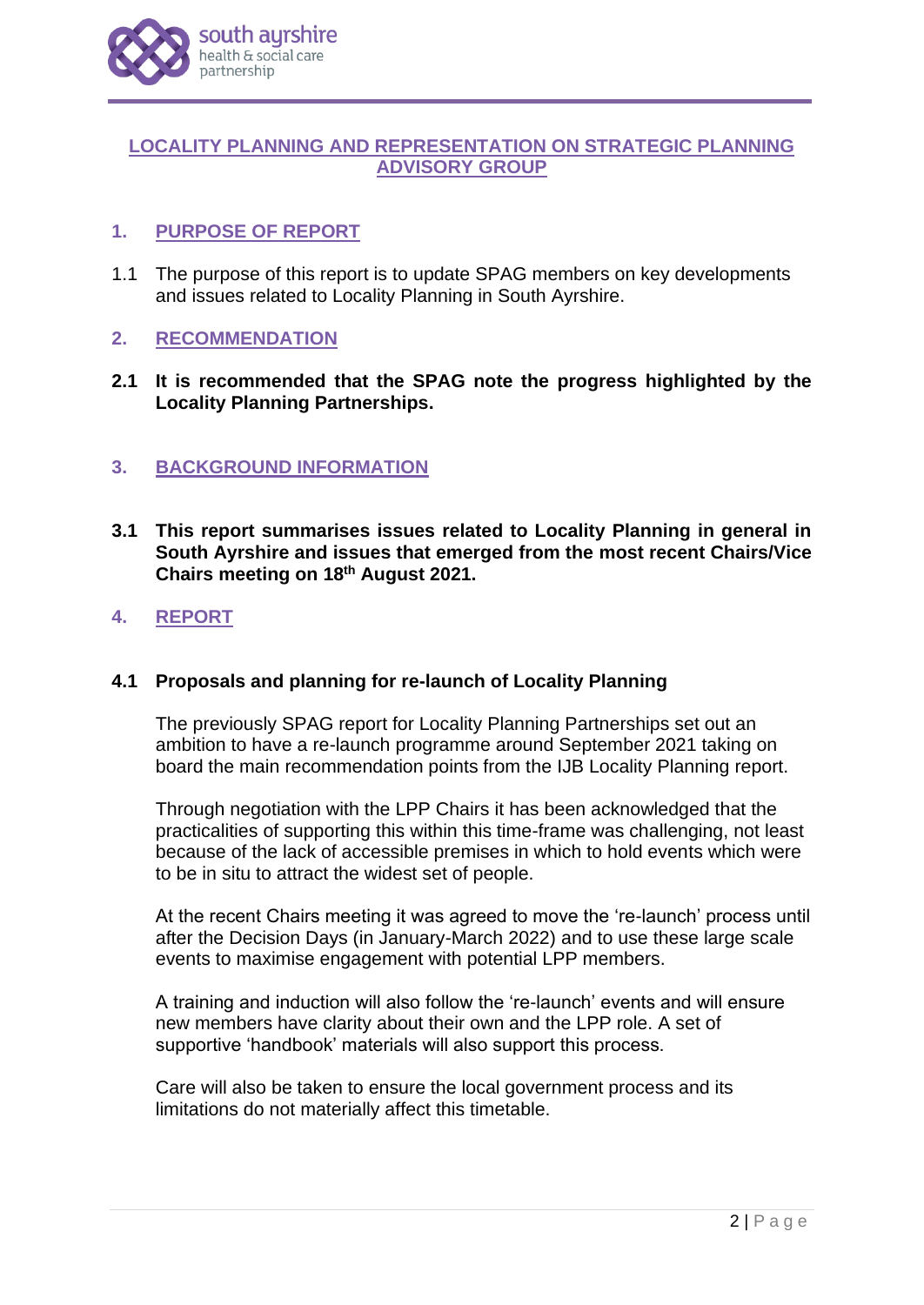# LOCALITY PLANNING AND REPRESENTATION ON STRATEGIC PLANNING ADVISORY GROUP

## 1. PURPOSE OF REPORT

1.1 The purpose of this report is to update SPAG members on key developments and issues related to Locality Planning in South Ayrshire.

## 2. RECOMMENDATION

**2.1 It is recommended that the SPAG note the progress highlighted by the Locality Planning Partnerships.**

## 3. BACKGROUND INFORMATION

**3.1 This report summarises issues related to Locality Planning in general in South Ayrshire and issues that emerged from the most recent Chairs/Vice Chairs meeting on 18th August 2021.**

## 4. REPORT

### 4.1 Proposals and planning for re-launch of Locality Planning

The previously SPAG report for Locality Planning Partnerships set out an ambition to have a re-launch programme around September 2021 taking on board the main recommendation points from the IJB Locality Planning report.

Through negotiation with the LPP Chairs it has been acknowledged that the practicalities of supporting this within this time-frame was challenging, not least because of the lack of accessible premises in which to hold events which were to be in situ to attract the widest set of people.

At the recent Chairs meeting it was agreed to move the 're-launch' process until after the Decision Days (in January-March 2022) and to use these large scale events to maximise engagement with potential LPP members.

A training and induction will also follow the 're-launch' events and will ensure new members have clarity about their own and the LPP role. A set of supportive 'handbook' materials will also support this process.

Care will also be taken to ensure the local government process and its limitations do not materially affect this timetable.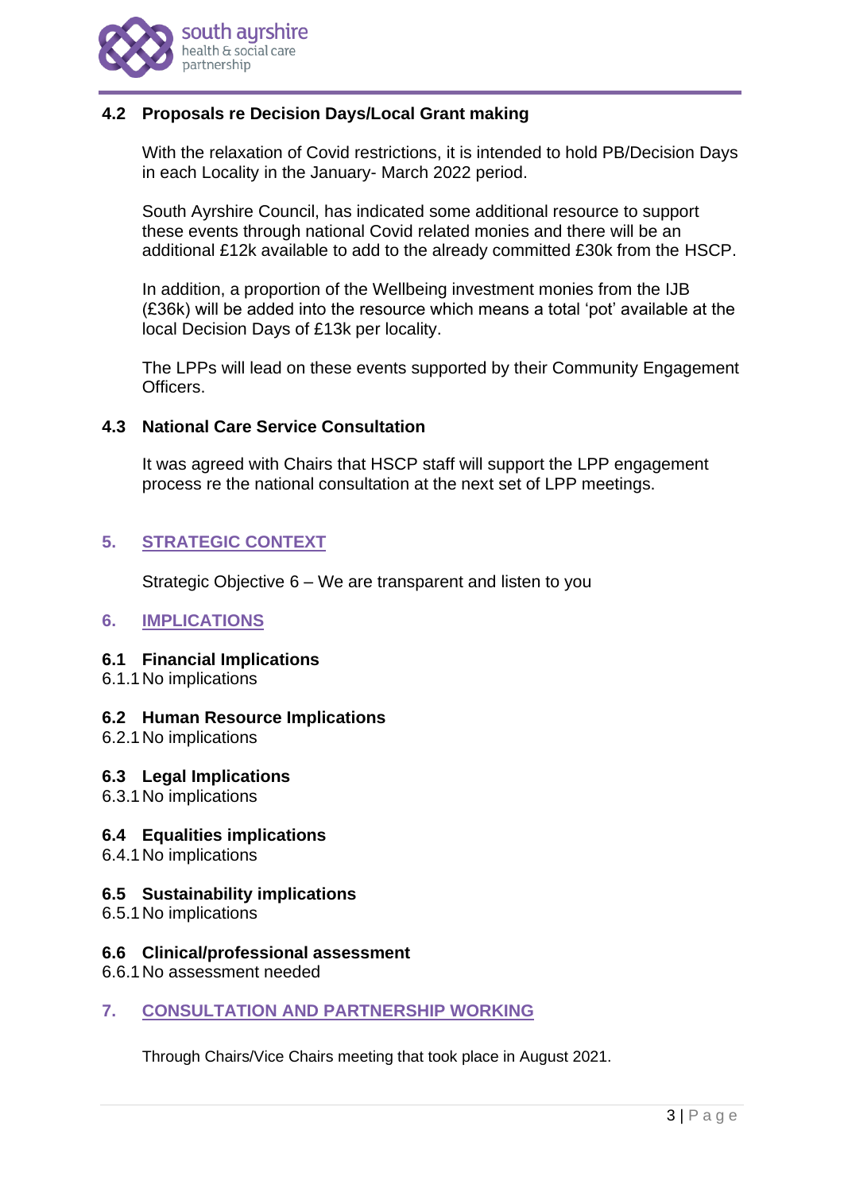### 4.2 Proposals re Decision Days/Local Grant making

With the relaxation of Covid restrictions, it is intended to hold PB/Decision Days in each Locality in the January- March 2022 period.

South Ayrshire Council, has indicated some additional resource to support these events through national Covid related monies and there will be an additional £12k available to add to the already committed £30k from the HSCP.

In addition, a proportion of the Wellbeing investment monies from the IJB (£36k) will be added into the resource which means a total 'pot' available at the local Decision Days of £13k per locality.

The LPPs will lead on these events supported by their Community Engagement Officers.

### 4.3 National Care Service Consultation

It was agreed with Chairs that HSCP staff will support the LPP engagement process re the national consultation at the next set of LPP meetings.

## 5. STRATEGIC CONTEXT

Strategic Objective 6 – We are transparent and listen to you

## 6. IMPLICATIONS

### 6.1 Financial Implications

6.1.1 No implications

### 6.2 Human Resource Implications

6.2.1 No implications

### 6.3 Legal Implications

6.3.1 No implications

### 6.4 Equalities implications

6.4.1 No implications

### 6.5 Sustainability implications

6.5.1 No implications

### 6.6 Clinical/professional assessment

6.6.1 No assessment needed

## 7. CONSULTATION AND PARTNERSHIP WORKING

Through Chairs/Vice Chairs meeting that took place in August 2021.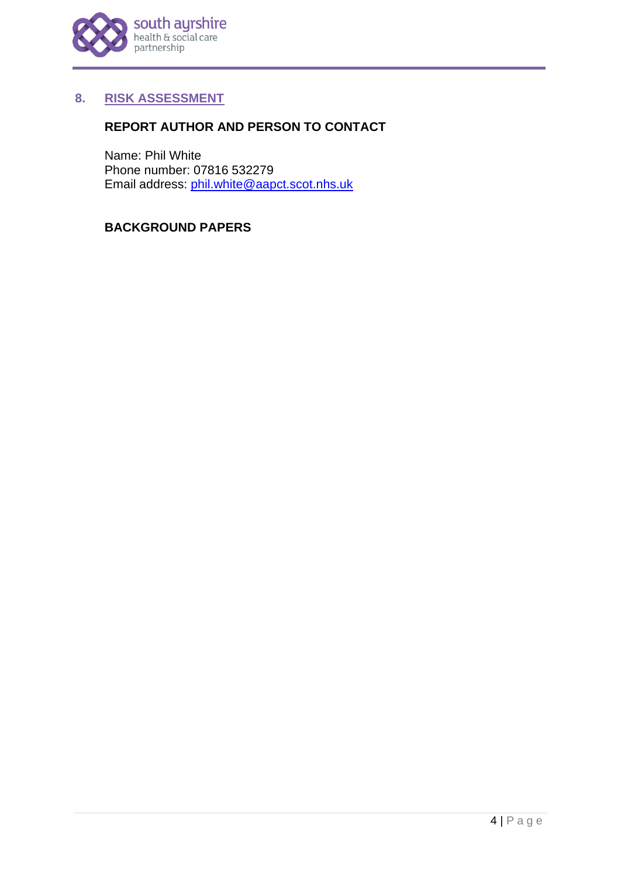## 8. RISK ASSESSMENT

**REPORT AUTHOR AND PERSON TO CONTACT**

Name: Phil White
Phone number: 07816 532279
Email address: phil.white@aapct.scot.nhs.uk

**BACKGROUND PAPERS**